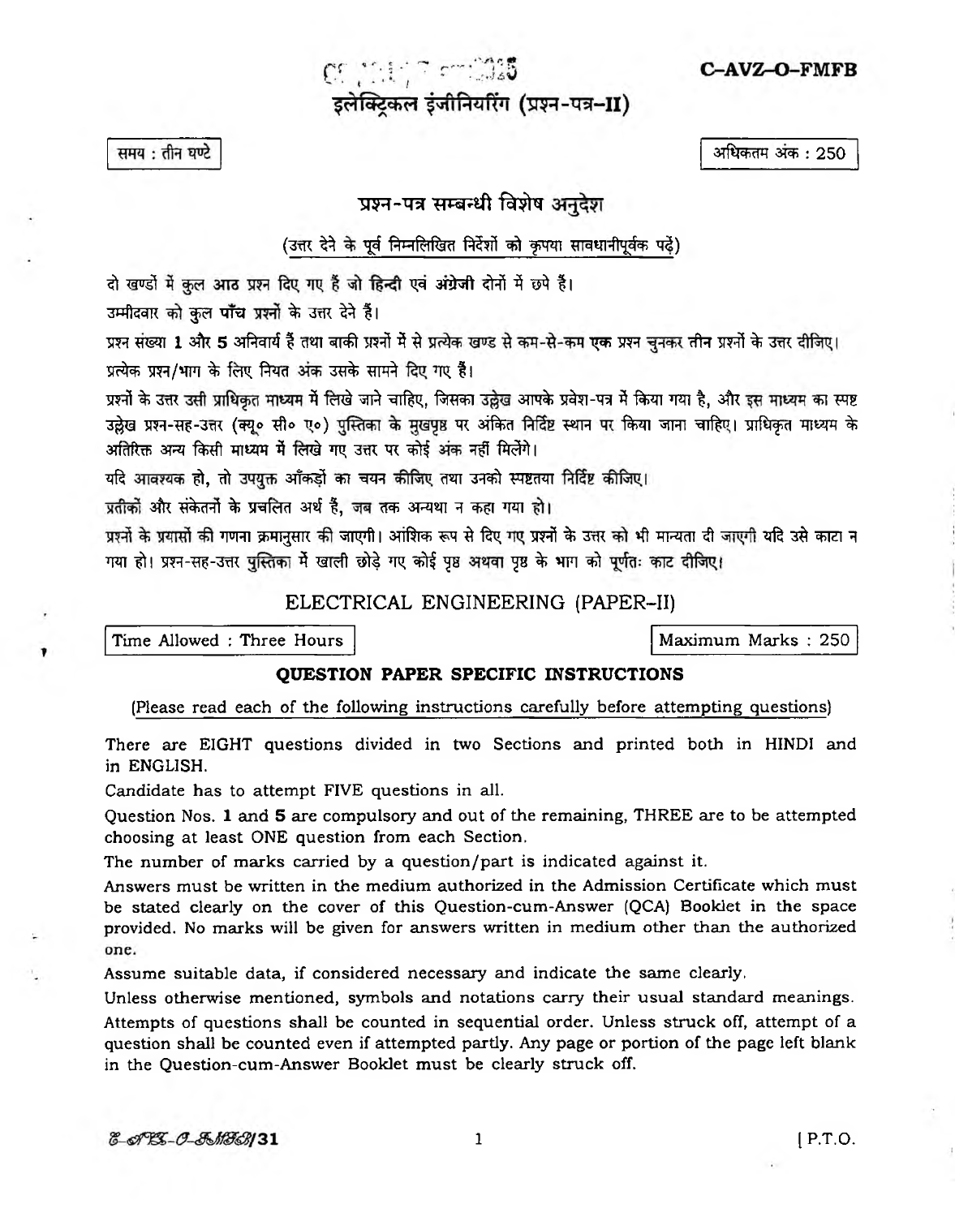**C–AVZ–O–FMFB**

# इलेक्ट्रिकल इंजीनियरिंग (प्रश्न-पत्र–II)

समय : तीन घण्टे

अधिकतम अंक : 250

## प्रश्न-पत्र सम्बन्धी विशेष अनुदेश

(उत्तर देने के पूर्व निम्नलिखित निर्देशों को कृपया सावधानीपूर्वक पढ़ें)

दो खण्डों में कुल **आठ** प्रश्न दिए गए हैं जो **हिन्दी** एवं **अंग्रेजी** दोनों में छपे हैं।

उम्मीदवार को कुल **पाँच** प्रश्नों के उत्तर देने हैं।

प्रश्न संख्या **1** और **5** अनिवार्य हैं तथा बाकी प्रश्नों में से प्रत्येक खण्ड से कम-से-कम **एक** प्रश्न चुनकर **तीन** प्रश्नों के उत्तर दीजिए।

प्रत्येक प्रश्न/भाग के लिए नियत अंक उसके सामने दिए गए हैं।

प्रश्नों के उत्तर उसी प्राधिकृत माध्यम में लिखे जाने चाहिए, जिसका उल्लेख आपके प्रवेश-पत्र में किया गया है, और इस माध्यम का स्पष्ट उल्लेख प्रश्न-सह-उत्तर (क्यू० सी० ए०) पुस्तिका के मुखपृष्ठ पर अंकित निर्दिष्ट स्थान पर किया जाना चाहिए। प्राधिकृत माध्यम के अतिरिक्त अन्य किसी माध्यम में लिखे गए उत्तर पर कोई अंक नहीं मिलेंगे।

यदि आवश्यक हो, तो उपयुक्त आँकड़ों का चयन कीजिए तथा उनको स्पष्टतया निर्दिष्ट कीजिए।

प्रतीकों और संकेतनों के प्रचलित अर्थ हैं, जब तक अन्यथा न कहा गया हो।

प्रश्नों के प्रयासों की गणना क्रमानुसार की जाएगी। आंशिक रूप से दिए गए प्रश्नों के उत्तर को भी मान्यता दी जाएगी यदि उसे काटा न गया हो। प्रश्न-सह-उत्तर पुस्तिका में खाली छोड़े गए कोई पृष्ठ अथवा पृष्ठ के भाग को पूर्णतः काट दीजिए।

# ELECTRICAL ENGINEERING (PAPER–II)

Time Allowed : Three Hours

Maximum Marks : 250

## QUESTION PAPER SPECIFIC INSTRUCTIONS

(Please read each of the following instructions carefully before attempting questions)

There are EIGHT questions divided in two Sections and printed both in HINDI and in ENGLISH.

Candidate has to attempt FIVE questions in all.

Question Nos. **1** and **5** are compulsory and out of the remaining, THREE are to be attempted choosing at least ONE question from each Section.

The number of marks carried by a question/part is indicated against it.

Answers must be written in the medium authorized in the Admission Certificate which must be stated clearly on the cover of this Question-cum-Answer (QCA) Booklet in the space provided. No marks will be given for answers written in medium other than the authorized one.

Assume suitable data, if considered necessary and indicate the same clearly.

Unless otherwise mentioned, symbols and notations carry their usual standard meanings.

Attempts of questions shall be counted in sequential order. Unless struck off, attempt of a question shall be counted even if attempted partly. Any page or portion of the page left blank in the Question-cum-Answer Booklet must be clearly struck off.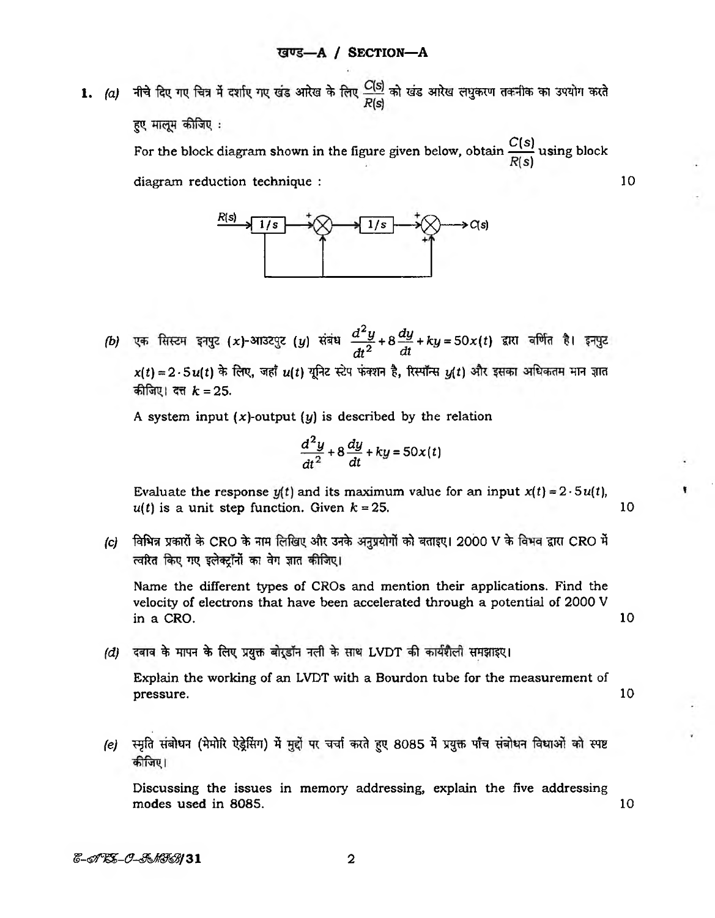## खण्ड—A / SECTION—A

**1.** *(a)* नीचे दिए गए चित्र में दर्शाए गए खंड आरेख के लिए $\frac{C(s)}{R(s)}$ को खंड आरेख लघुकरण तकनीक का उपयोग करते हुए मालूम कीजिए :

For the block diagram shown in the figure given below, obtain $\frac{C(s)}{R(s)}$ using block diagram reduction technique : 10

R(s)
1/s
1/s
C(s)
+
+
+

*(b)* एक सिस्टम इनपुट $(x)$-आउटपुट $(y)$ संबंध $\frac{d^2y}{dt^2} + 8\frac{dy}{dt} + ky = 50x(t)$ द्वारा वर्णित है। इनपुट $x(t) = 2 \cdot 5u(t)$ के लिए, जहाँ $u(t)$ यूनिट स्टेप फंक्शन है, रिस्पॉन्स $y(t)$ और इसका अधिकतम मान ज्ञात कीजिए। दत्त $k = 25$.

A system input $(x)$-output $(y)$ is described by the relation

$$\frac{d^2y}{dt^2} + 8\frac{dy}{dt} + ky = 50x(t)$$

Evaluate the response $y(t)$ and its maximum value for an input $x(t) = 2 \cdot 5u(t)$, $u(t)$ is a unit step function. Given $k = 25$. 10

*(c)* विभिन्न प्रकारों के CRO के नाम लिखिए और उनके अनुप्रयोगों को बताइए। 2000 V के विभव द्वारा CRO में त्वरित किए गए इलेक्ट्रॉनों का वेग ज्ञात कीजिए।

Name the different types of CROs and mention their applications. Find the velocity of electrons that have been accelerated through a potential of 2000 V in a CRO. 10

*(d)* दबाव के मापन के लिए प्रयुक्त बोर्डॉन नली के साथ LVDT की कार्यशैली समझाइए।

Explain the working of an LVDT with a Bourdon tube for the measurement of pressure. 10

*(e)* स्मृति संबोधन (मेमोरि ऐड्रेसिंग) में मुद्दों पर चर्चा करते हुए 8085 में प्रयुक्त पाँच संबोधन विधाओं को स्पष्ट कीजिए।

Discussing the issues in memory addressing, explain the five addressing modes used in 8085. 10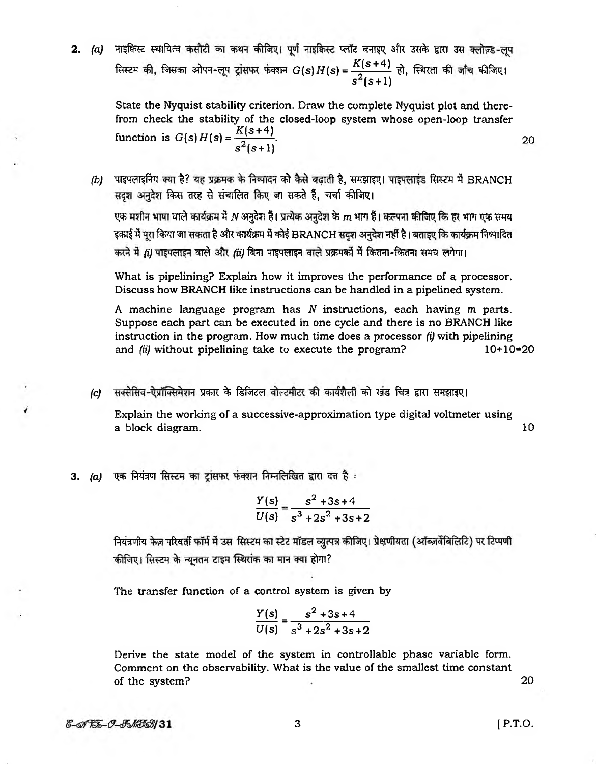2. *(a)* नाइक्विस्ट स्थायित्व कसौटी का कथन कीजिए। पूर्ण नाइक्विस्ट प्लॉट बनाइए और उसके द्वारा उस क्लोज़्ड-लूप सिस्टम की, जिसका ओपन-लूप ट्रांसफर फंक्शन $G(s)H(s) = \dfrac{K(s+4)}{s^2(s+1)}$ हो, स्थिरता की जाँच कीजिए।

State the Nyquist stability criterion. Draw the complete Nyquist plot and therefrom check the stability of the closed-loop system whose open-loop transfer function is $G(s)H(s) = \dfrac{K(s+4)}{s^2(s+1)}$. 20

*(b)* पाइपलाइनिंग क्या है? यह प्रक्रमक के निष्पादन को कैसे बढ़ाती है, समझाइए। पाइपलाइंड सिस्टम में BRANCH सदृश अनुदेश किस तरह से संचालित किए जा सकते हैं, चर्चा कीजिए।

एक मशीन भाषा वाले कार्यक्रम में $N$ अनुदेश हैं। प्रत्येक अनुदेश के $m$ भाग हैं। कल्पना कीजिए कि हर भाग एक समय इकाई में पूरा किया जा सकता है और कार्यक्रम में कोई BRANCH सदृश अनुदेश नहीं है। बताइए कि कार्यक्रम निष्पादित करने में *(i)* पाइपलाइन वाले और *(ii)* बिना पाइपलाइन वाले प्रक्रमकों में कितना-कितना समय लगेगा।

What is pipelining? Explain how it improves the performance of a processor. Discuss how BRANCH like instructions can be handled in a pipelined system.

A machine language program has $N$ instructions, each having $m$ parts. Suppose each part can be executed in one cycle and there is no BRANCH like instruction in the program. How much time does a processor *(i)* with pipelining and *(ii)* without pipelining take to execute the program? 10+10=20

*(c)* सक्सेसिव-ऐप्रॉक्सिमेशन प्रकार के डिजिटल वोल्टमीटर की कार्यशैली को खंड चित्र द्वारा समझाइए।

Explain the working of a successive-approximation type digital voltmeter using a block diagram. 10

3. *(a)* एक नियंत्रण सिस्टम का ट्रांसफर फंक्शन निम्नलिखित द्वारा दत्त है :

$$\frac{Y(s)}{U(s)} = \frac{s^2+3s+4}{s^3+2s^2+3s+2}$$

नियंत्रणीय फेज़ परिवर्ती फॉर्म में उस सिस्टम का स्टेट मॉडल व्युत्पन्न कीजिए। प्रेक्षणीयता (ऑब्ज़र्वेबिलिटि) पर टिप्पणी कीजिए। सिस्टम के न्यूनतम टाइम स्थिरांक का मान क्या होगा?

The transfer function of a control system is given by

$$\frac{Y(s)}{U(s)} = \frac{s^2+3s+4}{s^3+2s^2+3s+2}$$

Derive the state model of the system in controllable phase variable form. Comment on the observability. What is the value of the smallest time constant of the system? 20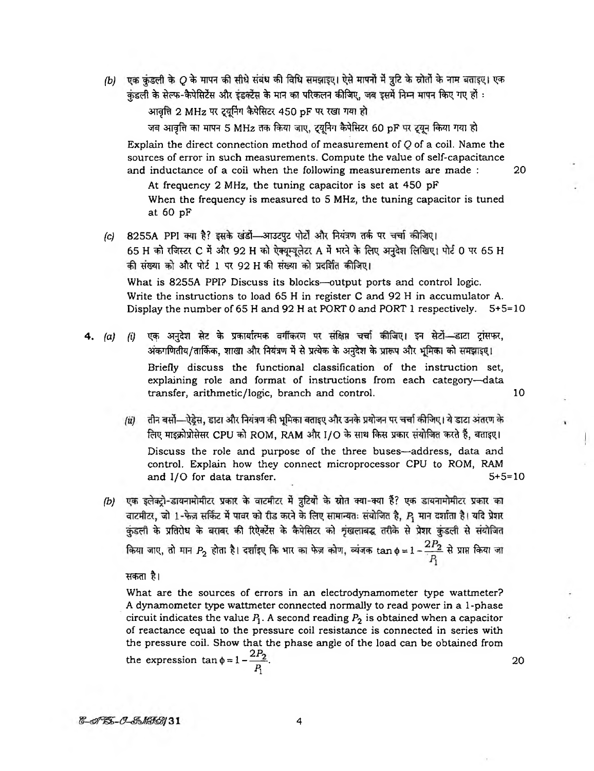(b) एक कुंडली के $Q$ के मापन की सीधे संबंध की विधि समझाइए। ऐसे मापनों में त्रुटि के स्रोतों के नाम बताइए। एक कुंडली के सेल्फ-कैपेसिटेंस और इंडक्टेंस के मान का परिकलन कीजिए, जब इसमें निम्न मापन किए गए हों :

आवृत्ति 2 MHz पर ट्यूनिंग कैपेसिटर 450 pF पर रखा गया हो

जब आवृत्ति का मापन 5 MHz तक किया जाए, ट्यूनिंग कैपेसिटर 60 pF पर ट्यून किया गया हो

Explain the direct connection method of measurement of $Q$ of a coil. Name the sources of error in such measurements. Compute the value of self-capacitance and inductance of a coil when the following measurements are made : 20

At frequency 2 MHz, the tuning capacitor is set at 450 pF

When the frequency is measured to 5 MHz, the tuning capacitor is tuned at 60 pF

(c) 8255A PPI क्या है? इसके खंडों—आउटपुट पोर्टों और नियंत्रण तर्क पर चर्चा कीजिए। 65 H को रजिस्टर C में और 92 H को ऐक्यूम्यूलेटर A में भरने के लिए अनुदेश लिखिए। पोर्ट 0 पर 65 H की संख्या को और पोर्ट 1 पर 92 H की संख्या को प्रदर्शित कीजिए।

What is 8255A PPI? Discuss its blocks—output ports and control logic. Write the instructions to load 65 H in register C and 92 H in accumulator A. Display the number of 65 H and 92 H at PORT 0 and PORT 1 respectively. 5+5=10

**4.** (a) (i) एक अनुदेश सेट के प्रकार्यात्मक वर्गीकरण पर संक्षिप्त चर्चा कीजिए। इन सेटों—डाटा ट्रांसफर, अंकगणितीय/तार्किक, शाखा और नियंत्रण में से प्रत्येक के अनुदेश के प्रारूप और भूमिका को समझाइए।

Briefly discuss the functional classification of the instruction set, explaining role and format of instructions from each category—data transfer, arithmetic/logic, branch and control. 10

(ii) तीन बसों—ऐड्रेस, डाटा और नियंत्रण की भूमिका बताइए और उनके प्रयोजन पर चर्चा कीजिए। ये डाटा अंतरण के लिए माइक्रोप्रोसेसर CPU को ROM, RAM और I/O के साथ किस प्रकार संयोजित करते हैं, बताइए।

Discuss the role and purpose of the three buses—address, data and control. Explain how they connect microprocessor CPU to ROM, RAM and I/O for data transfer. 5+5=10

(b) एक इलेक्ट्रो-डायनामोमीटर प्रकार के वाटमीटर में त्रुटियों के स्रोत क्या-क्या हैं? एक डायनामोमीटर प्रकार का वाटमीटर, जो 1-फेज़ सर्किट में पावर को रीड करने के लिए सामान्यतः संयोजित है, $P_1$ मान दर्शाता है। यदि प्रेशर कुंडली के प्रतिरोध के बराबर की रिऐक्टेंस के कैपेसिटर को शृंखलाबद्ध तरीके से प्रेशर कुंडली से संयोजित किया जाए, तो मान $P_2$ होता है। दर्शाइए कि भार का फेज़ कोण, व्यंजक $\tan\phi = 1 - \dfrac{2P_2}{P_1}$ से प्राप्त किया जा सकता है।

What are the sources of errors in an electrodynamometer type wattmeter? A dynamometer type wattmeter connected normally to read power in a 1-phase circuit indicates the value $P_1$. A second reading $P_2$ is obtained when a capacitor of reactance equal to the pressure coil resistance is connected in series with the pressure coil. Show that the phase angle of the load can be obtained from the expression $\tan\phi = 1 - \dfrac{2P_2}{P_1}$. 20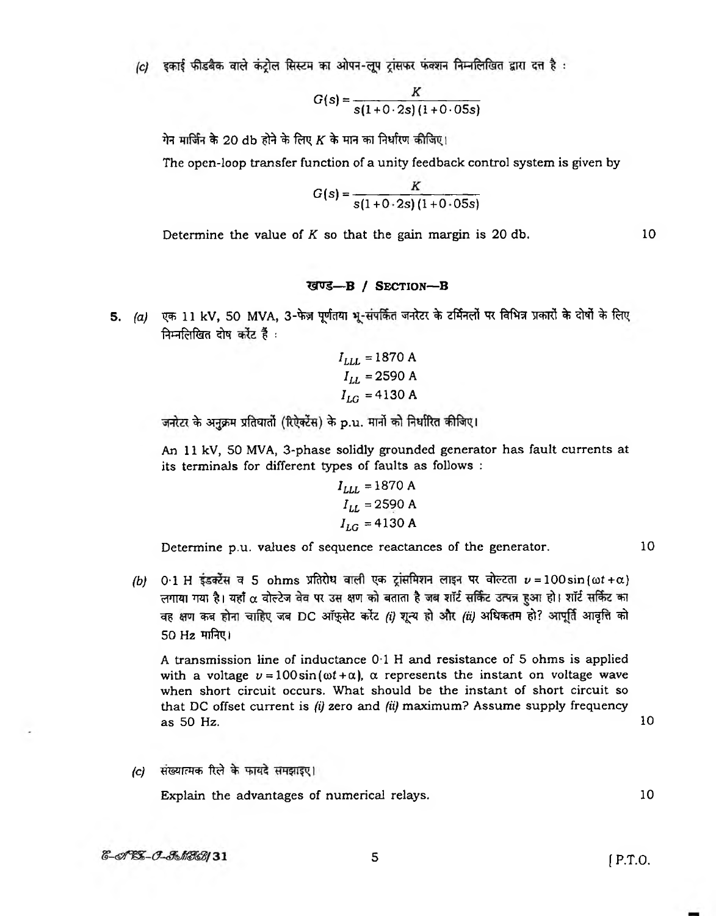(c) इकाई फीडबैक वाले कंट्रोल सिस्टम का ओपन-लूप ट्रांसफर फंक्शन निम्नलिखित द्वारा दत्त है :

$$G(s) = \frac{K}{s(1+0\cdot 2s)(1+0\cdot 05s)}$$

गेन मार्जिन के 20 db होने के लिए $K$ के मान का निर्धारण कीजिए।

The open-loop transfer function of a unity feedback control system is given by

$$G(s) = \frac{K}{s(1+0\cdot 2s)(1+0\cdot 05s)}$$

Determine the value of $K$ so that the gain margin is 20 db. 10

## खण्ड—B / SECTION—B

**5.** (a) एक 11 kV, 50 MVA, 3-फेज़ पूर्णतया भू-संपर्कित जनरेटर के टर्मिनलों पर विभिन्न प्रकारों के दोषों के लिए निम्नलिखित दोष करंट हैं :

$$I_{LLL} = 1870 \text{ A}$$
$$I_{LL} = 2590 \text{ A}$$
$$I_{LG} = 4130 \text{ A}$$

जनरेटर के अनुक्रम प्रतिघातों (रिऐक्टेंस) के p.u. मानों को निर्धारित कीजिए।

An 11 kV, 50 MVA, 3-phase solidly grounded generator has fault currents at its terminals for different types of faults as follows :

$$I_{LLL} = 1870 \text{ A}$$
$$I_{LL} = 2590 \text{ A}$$
$$I_{LG} = 4130 \text{ A}$$

Determine p.u. values of sequence reactances of the generator. 10

(b) 0·1 H इंडक्टेंस व 5 ohms प्रतिरोध वाली एक ट्रांसमिशन लाइन पर वोल्टता $v = 100\sin(\omega t + \alpha)$ लगाया गया है। यहाँ $\alpha$ वोल्टेज वेव पर उस क्षण को बताता है जब शॉर्ट सर्किट उत्पन्न हुआ हो। शॉर्ट सर्किट का वह क्षण कब होना चाहिए जब DC ऑफ़सेट करंट *(i)* शून्य हो और *(ii)* अधिकतम हो? आपूर्ति आवृत्ति को 50 Hz मानिए।

A transmission line of inductance 0·1 H and resistance of 5 ohms is applied with a voltage $v = 100\sin(\omega t + \alpha)$, $\alpha$ represents the instant on voltage wave when short circuit occurs. What should be the instant of short circuit so that DC offset current is *(i)* zero and *(ii)* maximum? Assume supply frequency as 50 Hz. 10

(c) संख्यात्मक रिले के फायदे समझाइए।

Explain the advantages of numerical relays. 10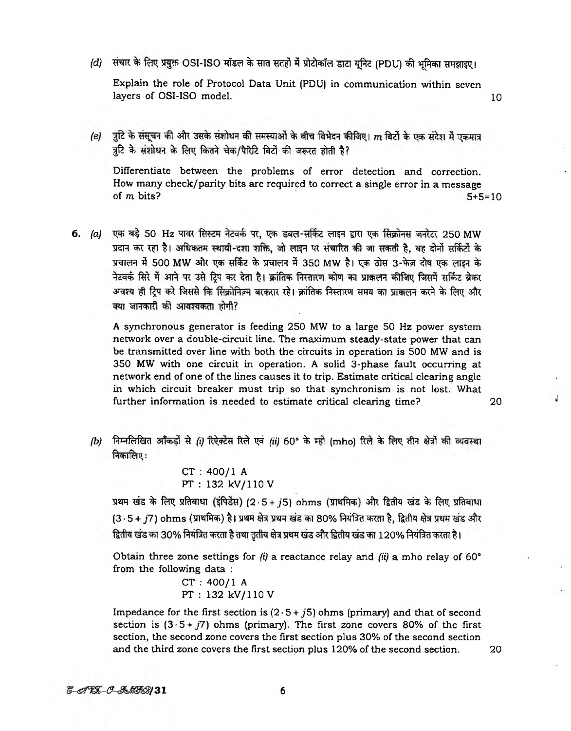*(d)* संचार के लिए प्रयुक्त OSI-ISO मॉडल के सात सतहों में प्रोटोकॉल डाटा यूनिट (PDU) की भूमिका समझाइए।

Explain the role of Protocol Data Unit (PDU) in communication within seven layers of OSI-ISO model. 10

*(e)* त्रुटि के संसूचन की और उसके संशोधन की समस्याओं के बीच विभेदन कीजिए। $m$ बिटों के एक संदेश में एकमात्र त्रुटि के संशोधन के लिए कितने चेक/पैरिटि बिटों की जरूरत होती है?

Differentiate between the problems of error detection and correction. How many check/parity bits are required to correct a single error in a message of $m$ bits? 5+5=10

**6.** *(a)* एक बड़े 50 Hz पावर सिस्टम नेटवर्क पर, एक डबल-सर्किट लाइन द्वारा एक सिंक्रोनस जनरेटर 250 MW प्रदान कर रहा है। अधिकतम स्थायी-दशा शक्ति, जो लाइन पर संचारित की जा सकती है, वह दोनों सर्किटों के प्रचालन में 500 MW और एक सर्किट के प्रचालन में 350 MW है। एक ठोस 3-फेज़ दोष एक लाइन के नेटवर्क सिरे में आने पर उसे ट्रिप कर देता है। क्रांतिक निस्तारण कोण का प्राक्कलन कीजिए जिसमें सर्किट ब्रेकर अवश्य ही ट्रिप करे जिससे कि सिंक्रोनिज़्म बरकरार रहे। क्रांतिक निस्तारण समय का प्राक्कलन करने के लिए और क्या जानकारी की आवश्यकता होगी?

A synchronous generator is feeding 250 MW to a large 50 Hz power system network over a double-circuit line. The maximum steady-state power that can be transmitted over line with both the circuits in operation is 500 MW and is 350 MW with one circuit in operation. A solid 3-phase fault occurring at network end of one of the lines causes it to trip. Estimate critical clearing angle in which circuit breaker must trip so that synchronism is not lost. What further information is needed to estimate critical clearing time? 20

*(b)* निम्नलिखित आँकड़ों से *(i)* रिऐक्टेंस रिले एवं *(ii)* 60° के म्हो (mho) रिले के लिए तीन क्षेत्रों की व्यवस्था निकालिए :

CT : 400/1 A
PT : 132 kV/110 V

प्रथम खंड के लिए प्रतिबाधा (इंपिडेंस) $(2\cdot5 + j5)$ ohms (प्राथमिक) और द्वितीय खंड के लिए प्रतिबाधा $(3\cdot5 + j7)$ ohms (प्राथमिक) है। प्रथम क्षेत्र प्रथम खंड का 80% नियंत्रित करता है, द्वितीय क्षेत्र प्रथम खंड और द्वितीय खंड का 30% नियंत्रित करता है तथा तृतीय क्षेत्र प्रथम खंड और द्वितीय खंड का 120% नियंत्रित करता है।

Obtain three zone settings for *(i)* a reactance relay and *(ii)* a mho relay of 60° from the following data :

CT : 400/1 A
PT : 132 kV/110 V

Impedance for the first section is $(2\cdot5 + j5)$ ohms (primary) and that of second section is $(3\cdot5 + j7)$ ohms (primary). The first zone covers 80% of the first section, the second zone covers the first section plus 30% of the second section and the third zone covers the first section plus 120% of the second section. 20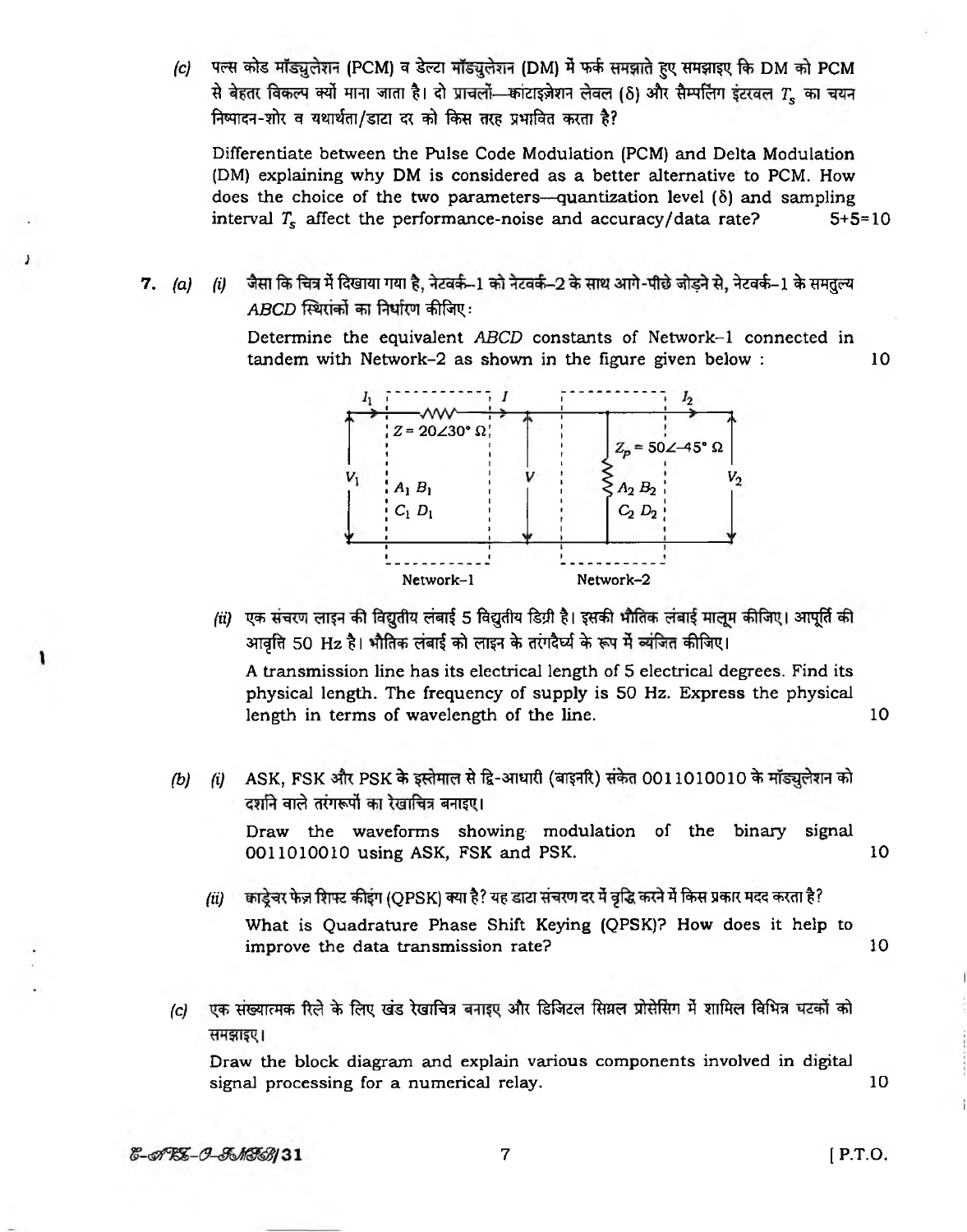(c) पल्स कोड मॉड्युलेशन (PCM) व डेल्टा मॉड्युलेशन (DM) में फर्क समझाते हुए समझाइए कि DM को PCM से बेहतर विकल्प क्यों माना जाता है। दो प्राचलों—क्वांटाइज़ेशन लेवल ($\delta$) और सैम्पलिंग इंटरवल $T_s$ का चयन निष्पादन-शोर व यथार्थता/डाटा दर को किस तरह प्रभावित करता है?

Differentiate between the Pulse Code Modulation (PCM) and Delta Modulation (DM) explaining why DM is considered as a better alternative to PCM. How does the choice of the two parameters—quantization level ($\delta$) and sampling interval $T_s$ affect the performance-noise and accuracy/data rate? 5+5=10

7. (a) (i) जैसा कि चित्र में दिखाया गया है, नेटवर्क–1 को नेटवर्क–2 के साथ आगे-पीछे जोड़ने से, नेटवर्क–1 के समतुल्य $ABCD$ स्थिरांकों का निर्धारण कीजिए :

Determine the equivalent $ABCD$ constants of Network–1 connected in tandem with Network–2 as shown in the figure given below : 10

$I_1$, $I$, $I_2$

$Z = 20\angle 30°\ \Omega$

$Z_p = 50\angle -45°\ \Omega$

$V_1$, $V$, $V_2$

$A_1\ B_1$
$C_1\ D_1$

$A_2\ B_2$
$C_2\ D_2$

Network–1 Network–2

(ii) एक संचरण लाइन की विद्युतीय लंबाई 5 विद्युतीय डिग्री है। इसकी भौतिक लंबाई मालूम कीजिए। आपूर्ति की आवृत्ति 50 Hz है। भौतिक लंबाई को लाइन के तरंगदैर्घ्य के रूप में व्यंजित कीजिए।

A transmission line has its electrical length of 5 electrical degrees. Find its physical length. The frequency of supply is 50 Hz. Express the physical length in terms of wavelength of the line. 10

(b) (i) ASK, FSK और PSK के इस्तेमाल से द्वि-आधारी (बाइनरि) संकेत 0011010010 के मॉड्युलेशन को दर्शाने वाले तरंगरूपों का रेखाचित्र बनाइए।

Draw the waveforms showing modulation of the binary signal 0011010010 using ASK, FSK and PSK. 10

(ii) क्वाड्रेचर फेज़ शिफ्ट कीइंग (QPSK) क्या है? यह डाटा संचरण दर में वृद्धि करने में किस प्रकार मदद करता है?

What is Quadrature Phase Shift Keying (QPSK)? How does it help to improve the data transmission rate? 10

(c) एक संख्यात्मक रिले के लिए खंड रेखाचित्र बनाइए और डिजिटल सिग्नल प्रोसेसिंग में शामिल विभिन्न घटकों को समझाइए।

Draw the block diagram and explain various components involved in digital signal processing for a numerical relay. 10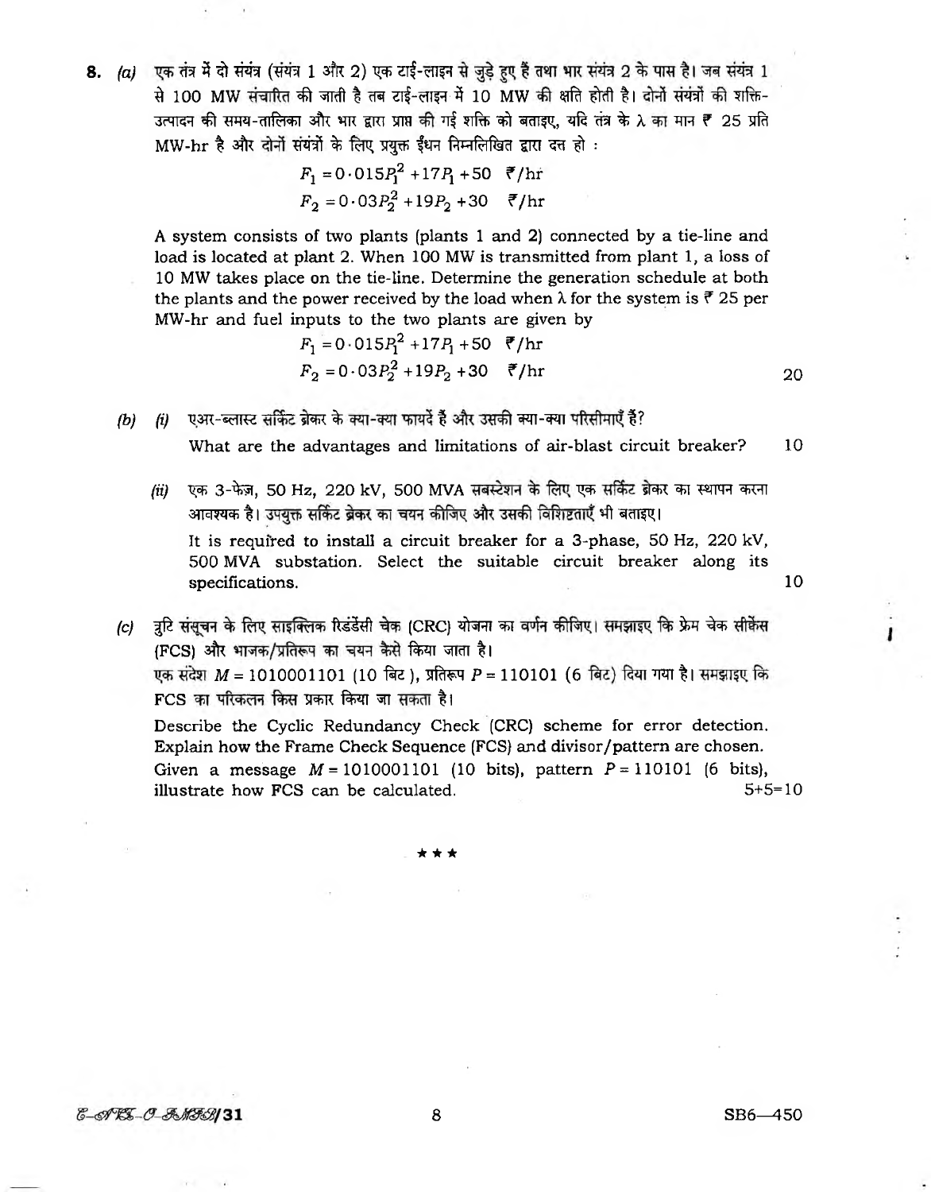**8.** *(a)* एक तंत्र में दो संयंत्र (संयंत्र 1 और 2) एक टाई-लाइन से जुड़े हुए हैं तथा भार संयंत्र 2 के पास है। जब संयंत्र 1 से 100 MW संचारित की जाती है तब टाई-लाइन में 10 MW की क्षति होती है। दोनों संयंत्रों की शक्ति-उत्पादन की समय-तालिका और भार द्वारा प्राप्त की गई शक्ति को बताइए, यदि तंत्र के $\lambda$ का मान ₹ 25 प्रति MW-hr है और दोनों संयंत्रों के लिए प्रयुक्त ईंधन निम्नलिखित द्वारा दत्त हो :

$$F_1 = 0 \cdot 015P_1^2 + 17P_1 + 50 \quad ₹/\text{hr}$$
$$F_2 = 0 \cdot 03P_2^2 + 19P_2 + 30 \quad ₹/\text{hr}$$

A system consists of two plants (plants 1 and 2) connected by a tie-line and load is located at plant 2. When 100 MW is transmitted from plant 1, a loss of 10 MW takes place on the tie-line. Determine the generation schedule at both the plants and the power received by the load when $\lambda$ for the system is ₹ 25 per MW-hr and fuel inputs to the two plants are given by

$$F_1 = 0 \cdot 015P_1^2 + 17P_1 + 50 \quad ₹/\text{hr}$$
$$F_2 = 0 \cdot 03P_2^2 + 19P_2 + 30 \quad ₹/\text{hr}$$

20

*(b)* *(i)* एअर-ब्लास्ट सर्किट ब्रेकर के क्या-क्या फायदे हैं और उसकी क्या-क्या परिसीमाएँ हैं?

What are the advantages and limitations of air-blast circuit breaker? 10

*(ii)* एक 3-फेज़, 50 Hz, 220 kV, 500 MVA सबस्टेशन के लिए एक सर्किट ब्रेकर का स्थापन करना आवश्यक है। उपयुक्त सर्किट ब्रेकर का चयन कीजिए और उसकी विशिष्टताएँ भी बताइए।

It is required to install a circuit breaker for a 3-phase, 50 Hz, 220 kV, 500 MVA substation. Select the suitable circuit breaker along its specifications. 10

*(c)* त्रुटि संसूचन के लिए साइक्लिक रिडंडेंसी चेक (CRC) योजना का वर्णन कीजिए। समझाइए कि फ्रेम चेक सीक्वेंस (FCS) और भाजक/प्रतिरूप का चयन कैसे किया जाता है।

एक संदेश $M = 1010001101$ (10 बिट), प्रतिरूप $P = 110101$ (6 बिट) दिया गया है। समझाइए कि FCS का परिकलन किस प्रकार किया जा सकता है।

Describe the Cyclic Redundancy Check (CRC) scheme for error detection. Explain how the Frame Check Sequence (FCS) and divisor/pattern are chosen. Given a message $M = 1010001101$ (10 bits), pattern $P = 110101$ (6 bits), illustrate how FCS can be calculated. 5+5=10

★★★